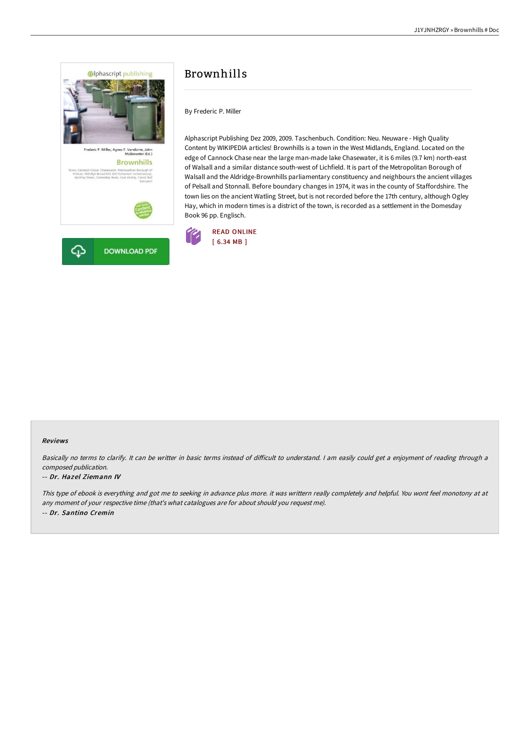# Brownhills

By Frederic P. Miller

Alphascript Publishing Dez 2009, 2009. Taschenbuch. Condition: Neu. Neuware - High Quality Content by WIKIPEDIA articles! Brownhills is a town in the West Midlands, England. Located on the edge of Cannock Chase near the large man-made lake Chasewater, it is 6 miles (9.7 km) north-east of Walsall and a similar distance south-west of Lichfield. It is part of the Metropolitan Borough of Walsall and the Aldridge-Brownhills parliamentary constituency and neighbours the ancient villages of Pelsall and Stonnall. Before boundary changes in 1974, it was in the county of Staffordshire. The town lies on the ancient Watling Street, but is not recorded before the 17th century, although Ogley Hay, which in modern times is a district of the town, is recorded as a settlement in the Domesday Book 96 pp. Englisch.

READ ONLINE
[ 6.34 MB ]

DOWNLOAD PDF

### Reviews

*Basically no terms to clarify. It can be writter in basic terms instead of difficult to understand. I am easily could get a enjoyment of reading through a composed publication.*

-- *Dr. Hazel Ziemann IV*

*This type of ebook is everything and got me to seeking in advance plus more. it was writtern really completely and helpful. You wont feel monotony at at any moment of your respective time (that's what catalogues are for about should you request me).*

-- *Dr. Santino Cremin*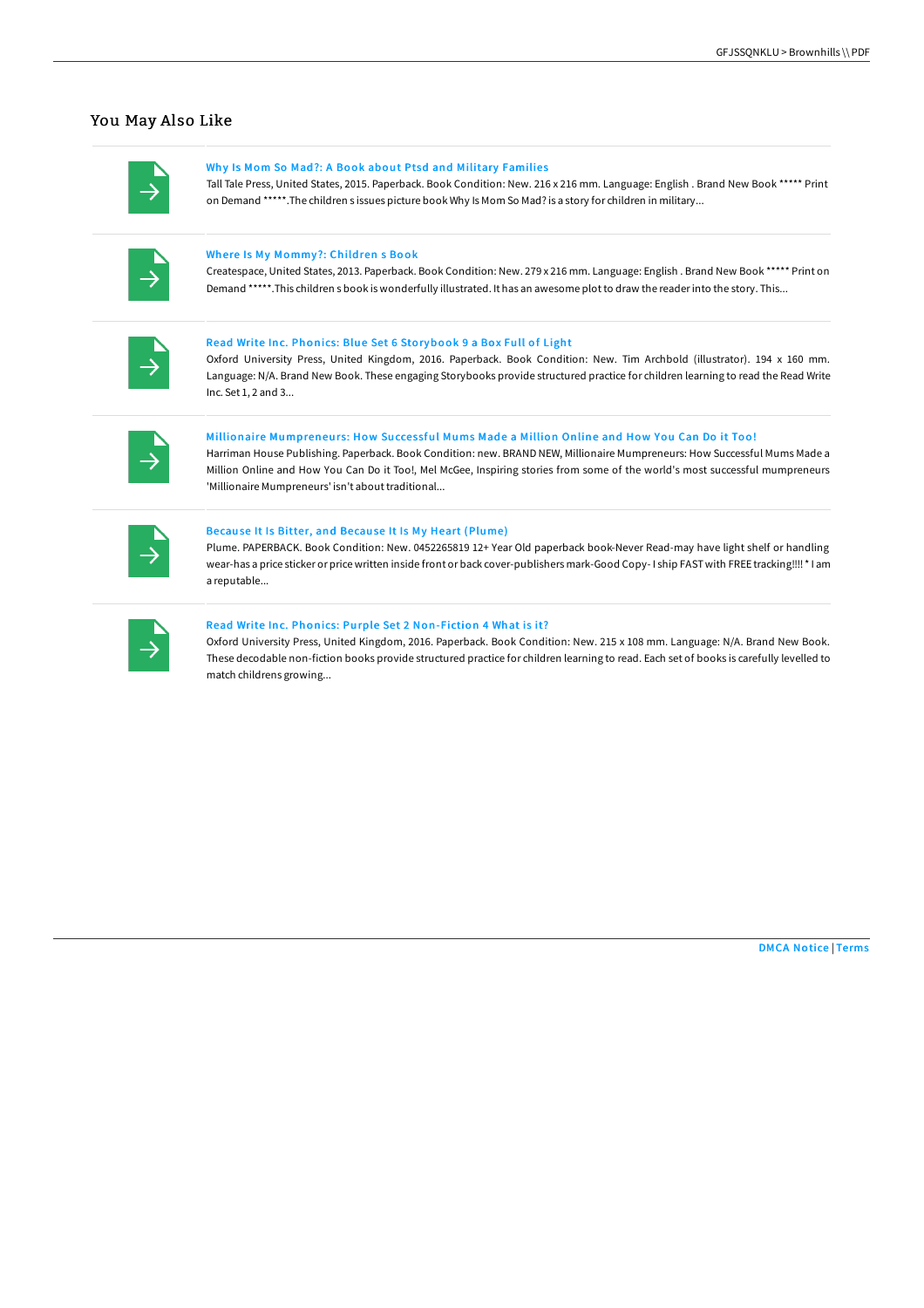## You May Also Like

### Why Is Mom So Mad?: A Book about Ptsd and Military Families

Tall Tale Press, United States, 2015. Paperback. Book Condition: New. 216 x 216 mm. Language: English . Brand New Book ***** Print on Demand *****.The children s issues picture book Why Is Mom So Mad? is a story for children in military...

### Where Is My Mommy?: Children s Book

Createspace, United States, 2013. Paperback. Book Condition: New. 279 x 216 mm. Language: English . Brand New Book ***** Print on Demand *****.This children s book is wonderfully illustrated. It has an awesome plot to draw the reader into the story. This...

### Read Write Inc. Phonics: Blue Set 6 Storybook 9 a Box Full of Light

Oxford University Press, United Kingdom, 2016. Paperback. Book Condition: New. Tim Archbold (illustrator). 194 x 160 mm. Language: N/A. Brand New Book. These engaging Storybooks provide structured practice for children learning to read the Read Write Inc. Set 1, 2 and 3...

### Millionaire Mumpreneurs: How Successful Mums Made a Million Online and How You Can Do it Too!

Harriman House Publishing. Paperback. Book Condition: new. BRAND NEW, Millionaire Mumpreneurs: How Successful Mums Made a Million Online and How You Can Do it Too!, Mel McGee, Inspiring stories from some of the world's most successful mumpreneurs 'Millionaire Mumpreneurs' isn't about traditional...

### Because It Is Bitter, and Because It Is My Heart (Plume)

Plume. PAPERBACK. Book Condition: New. 0452265819 12+ Year Old paperback book-Never Read-may have light shelf or handling wear-has a price sticker or price written inside front or back cover-publishers mark-Good Copy- I ship FAST with FREE tracking!!!! * I am a reputable...

### Read Write Inc. Phonics: Purple Set 2 Non-Fiction 4 What is it?

Oxford University Press, United Kingdom, 2016. Paperback. Book Condition: New. 215 x 108 mm. Language: N/A. Brand New Book. These decodable non-fiction books provide structured practice for children learning to read. Each set of books is carefully levelled to match childrens growing...

DMCA Notice | Terms